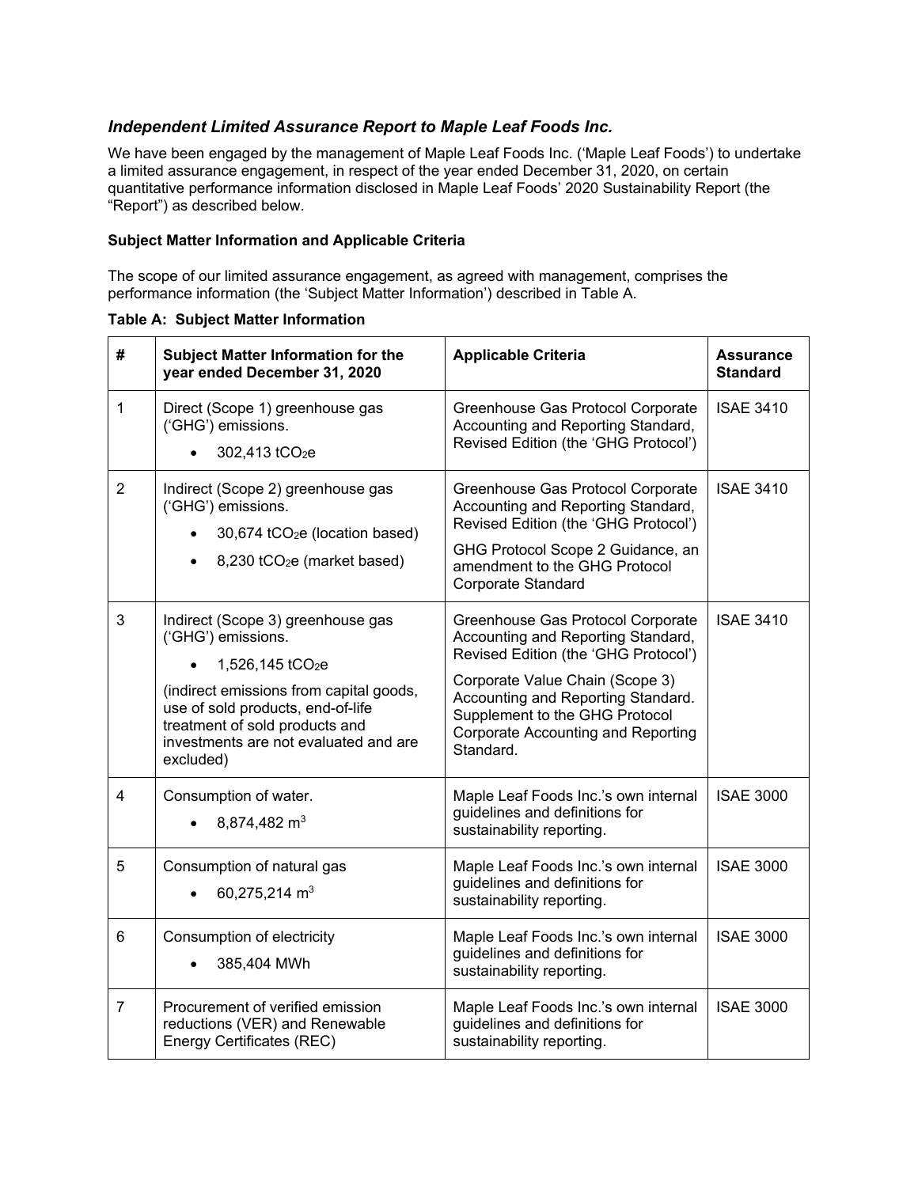## *Independent Limited Assurance Report to Maple Leaf Foods Inc.*

We have been engaged by the management of Maple Leaf Foods Inc. ('Maple Leaf Foods') to undertake a limited assurance engagement, in respect of the year ended December 31, 2020, on certain quantitative performance information disclosed in Maple Leaf Foods' 2020 Sustainability Report (the "Report") as described below.

### Subject Matter Information and Applicable Criteria

The scope of our limited assurance engagement, as agreed with management, comprises the performance information (the 'Subject Matter Information') described in Table A.

**Table A: Subject Matter Information**

| # | Subject Matter Information for the year ended December 31, 2020 | Applicable Criteria | Assurance Standard |
|---|---|---|---|
| 1 | Direct (Scope 1) greenhouse gas ('GHG') emissions.<br>• 302,413 $tCO_2e$ | Greenhouse Gas Protocol Corporate Accounting and Reporting Standard, Revised Edition (the 'GHG Protocol') | ISAE 3410 |
| 2 | Indirect (Scope 2) greenhouse gas ('GHG') emissions.<br>• 30,674 $tCO_2e$ (location based)<br>• 8,230 $tCO_2e$ (market based) | Greenhouse Gas Protocol Corporate Accounting and Reporting Standard, Revised Edition (the 'GHG Protocol')<br>GHG Protocol Scope 2 Guidance, an amendment to the GHG Protocol Corporate Standard | ISAE 3410 |
| 3 | Indirect (Scope 3) greenhouse gas ('GHG') emissions.<br>• 1,526,145 $tCO_2e$<br>(indirect emissions from capital goods, use of sold products, end-of-life treatment of sold products and investments are not evaluated and are excluded) | Greenhouse Gas Protocol Corporate Accounting and Reporting Standard, Revised Edition (the 'GHG Protocol')<br>Corporate Value Chain (Scope 3) Accounting and Reporting Standard. Supplement to the GHG Protocol Corporate Accounting and Reporting Standard. | ISAE 3410 |
| 4 | Consumption of water.<br>• 8,874,482 $m^3$ | Maple Leaf Foods Inc.'s own internal guidelines and definitions for sustainability reporting. | ISAE 3000 |
| 5 | Consumption of natural gas<br>• 60,275,214 $m^3$ | Maple Leaf Foods Inc.'s own internal guidelines and definitions for sustainability reporting. | ISAE 3000 |
| 6 | Consumption of electricity<br>• 385,404 MWh | Maple Leaf Foods Inc.'s own internal guidelines and definitions for sustainability reporting. | ISAE 3000 |
| 7 | Procurement of verified emission reductions (VER) and Renewable Energy Certificates (REC) | Maple Leaf Foods Inc.'s own internal guidelines and definitions for sustainability reporting. | ISAE 3000 |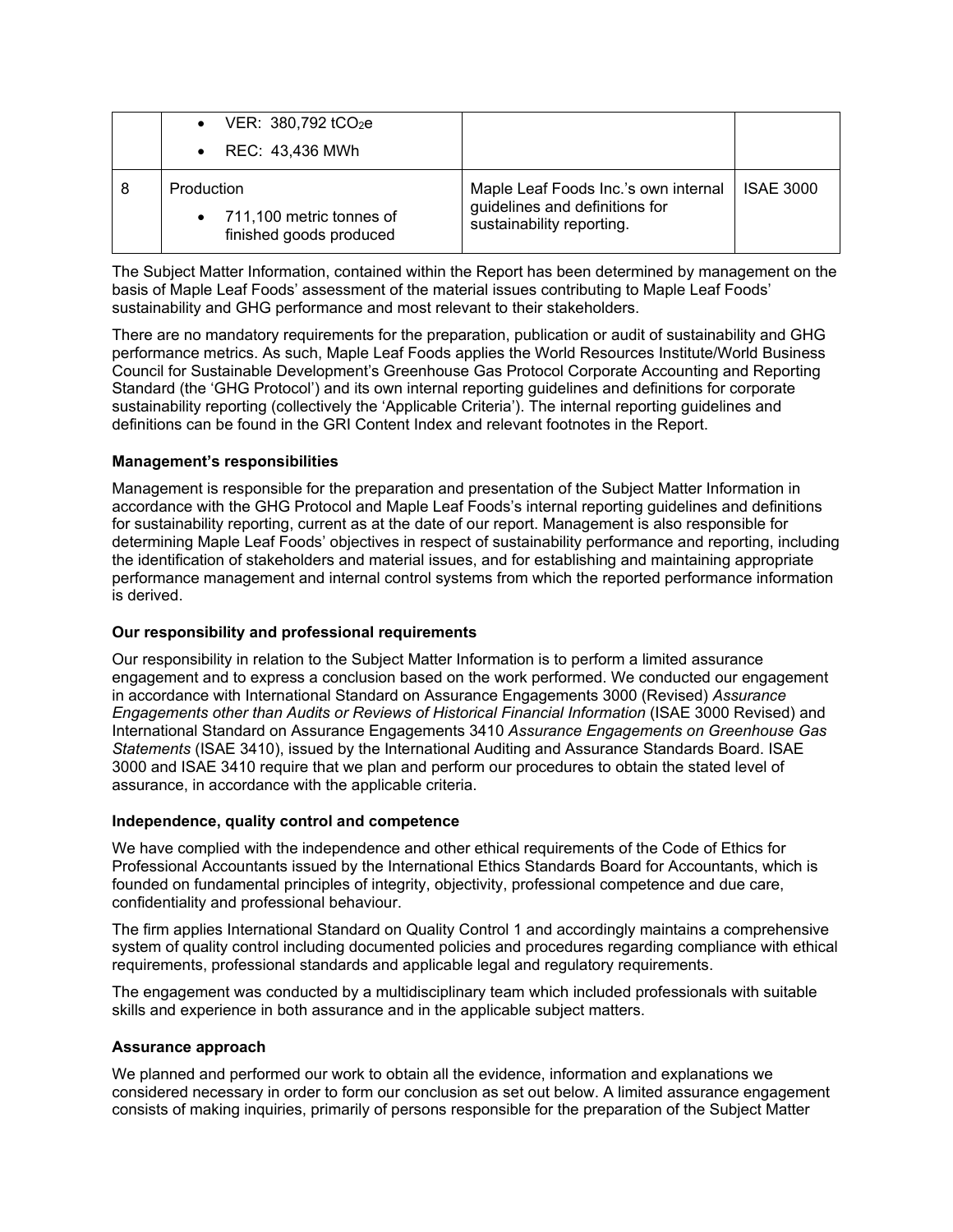|  |  |  |  |
|---|---|---|---|
|  | • VER: 380,792 $tCO_2e$<br>• REC: 43,436 MWh |  |  |
| 8 | Production<br>• 711,100 metric tonnes of finished goods produced | Maple Leaf Foods Inc.'s own internal guidelines and definitions for sustainability reporting. | ISAE 3000 |

The Subject Matter Information, contained within the Report has been determined by management on the basis of Maple Leaf Foods' assessment of the material issues contributing to Maple Leaf Foods' sustainability and GHG performance and most relevant to their stakeholders.

There are no mandatory requirements for the preparation, publication or audit of sustainability and GHG performance metrics. As such, Maple Leaf Foods applies the World Resources Institute/World Business Council for Sustainable Development's Greenhouse Gas Protocol Corporate Accounting and Reporting Standard (the 'GHG Protocol') and its own internal reporting guidelines and definitions for corporate sustainability reporting (collectively the 'Applicable Criteria'). The internal reporting guidelines and definitions can be found in the GRI Content Index and relevant footnotes in the Report.

**Management's responsibilities**

Management is responsible for the preparation and presentation of the Subject Matter Information in accordance with the GHG Protocol and Maple Leaf Foods's internal reporting guidelines and definitions for sustainability reporting, current as at the date of our report. Management is also responsible for determining Maple Leaf Foods' objectives in respect of sustainability performance and reporting, including the identification of stakeholders and material issues, and for establishing and maintaining appropriate performance management and internal control systems from which the reported performance information is derived.

**Our responsibility and professional requirements**

Our responsibility in relation to the Subject Matter Information is to perform a limited assurance engagement and to express a conclusion based on the work performed. We conducted our engagement in accordance with International Standard on Assurance Engagements 3000 (Revised) *Assurance Engagements other than Audits or Reviews of Historical Financial Information* (ISAE 3000 Revised) and International Standard on Assurance Engagements 3410 *Assurance Engagements on Greenhouse Gas Statements* (ISAE 3410), issued by the International Auditing and Assurance Standards Board. ISAE 3000 and ISAE 3410 require that we plan and perform our procedures to obtain the stated level of assurance, in accordance with the applicable criteria.

**Independence, quality control and competence**

We have complied with the independence and other ethical requirements of the Code of Ethics for Professional Accountants issued by the International Ethics Standards Board for Accountants, which is founded on fundamental principles of integrity, objectivity, professional competence and due care, confidentiality and professional behaviour.

The firm applies International Standard on Quality Control 1 and accordingly maintains a comprehensive system of quality control including documented policies and procedures regarding compliance with ethical requirements, professional standards and applicable legal and regulatory requirements.

The engagement was conducted by a multidisciplinary team which included professionals with suitable skills and experience in both assurance and in the applicable subject matters.

**Assurance approach**

We planned and performed our work to obtain all the evidence, information and explanations we considered necessary in order to form our conclusion as set out below. A limited assurance engagement consists of making inquiries, primarily of persons responsible for the preparation of the Subject Matter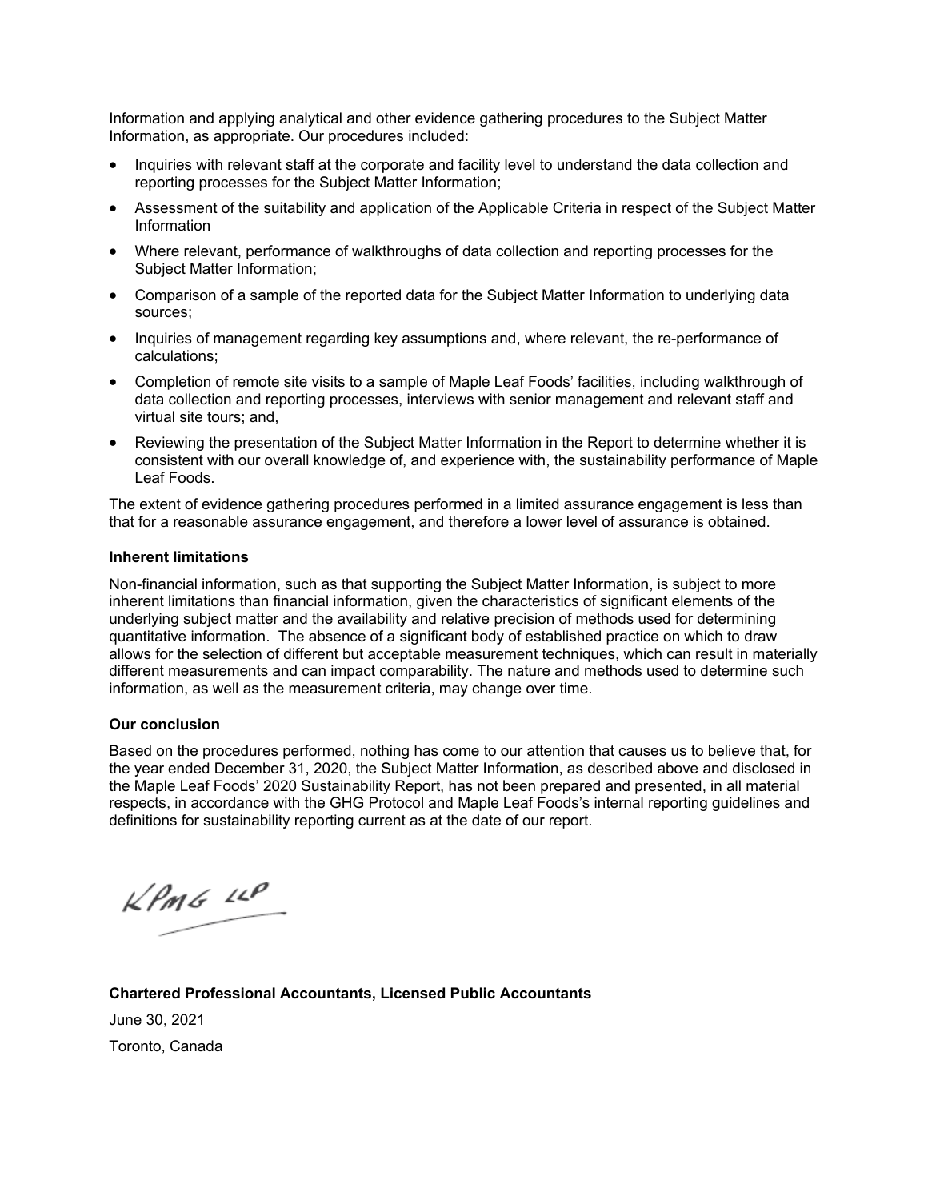Information and applying analytical and other evidence gathering procedures to the Subject Matter Information, as appropriate. Our procedures included:

- Inquiries with relevant staff at the corporate and facility level to understand the data collection and reporting processes for the Subject Matter Information;
- Assessment of the suitability and application of the Applicable Criteria in respect of the Subject Matter Information
- Where relevant, performance of walkthroughs of data collection and reporting processes for the Subject Matter Information;
- Comparison of a sample of the reported data for the Subject Matter Information to underlying data sources;
- Inquiries of management regarding key assumptions and, where relevant, the re-performance of calculations;
- Completion of remote site visits to a sample of Maple Leaf Foods' facilities, including walkthrough of data collection and reporting processes, interviews with senior management and relevant staff and virtual site tours; and,
- Reviewing the presentation of the Subject Matter Information in the Report to determine whether it is consistent with our overall knowledge of, and experience with, the sustainability performance of Maple Leaf Foods.

The extent of evidence gathering procedures performed in a limited assurance engagement is less than that for a reasonable assurance engagement, and therefore a lower level of assurance is obtained.

**Inherent limitations**

Non-financial information, such as that supporting the Subject Matter Information, is subject to more inherent limitations than financial information, given the characteristics of significant elements of the underlying subject matter and the availability and relative precision of methods used for determining quantitative information. The absence of a significant body of established practice on which to draw allows for the selection of different but acceptable measurement techniques, which can result in materially different measurements and can impact comparability. The nature and methods used to determine such information, as well as the measurement criteria, may change over time.

**Our conclusion**

Based on the procedures performed, nothing has come to our attention that causes us to believe that, for the year ended December 31, 2020, the Subject Matter Information, as described above and disclosed in the Maple Leaf Foods' 2020 Sustainability Report, has not been prepared and presented, in all material respects, in accordance with the GHG Protocol and Maple Leaf Foods's internal reporting guidelines and definitions for sustainability reporting current as at the date of our report.

KPMG LLP

**Chartered Professional Accountants, Licensed Public Accountants**

June 30, 2021

Toronto, Canada